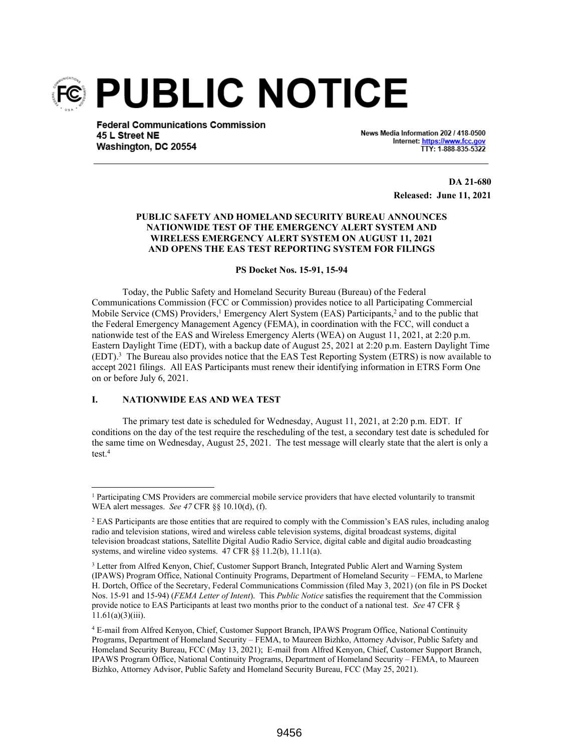# PUBLIC NOTICE

**Federal Communications Commission**
**45 L Street NE**
**Washington, DC 20554**

News Media Information 202 / 418-0500
Internet: https://www.fcc.gov
TTY: 1-888-835-5322

**DA 21-680**
**Released: June 11, 2021**

**PUBLIC SAFETY AND HOMELAND SECURITY BUREAU ANNOUNCES NATIONWIDE TEST OF THE EMERGENCY ALERT SYSTEM AND WIRELESS EMERGENCY ALERT SYSTEM ON AUGUST 11, 2021 AND OPENS THE EAS TEST REPORTING SYSTEM FOR FILINGS**

**PS Docket Nos. 15-91, 15-94**

Today, the Public Safety and Homeland Security Bureau (Bureau) of the Federal Communications Commission (FCC or Commission) provides notice to all Participating Commercial Mobile Service (CMS) Providers,[1] Emergency Alert System (EAS) Participants,[2] and to the public that the Federal Emergency Management Agency (FEMA), in coordination with the FCC, will conduct a nationwide test of the EAS and Wireless Emergency Alerts (WEA) on August 11, 2021, at 2:20 p.m. Eastern Daylight Time (EDT), with a backup date of August 25, 2021 at 2:20 p.m. Eastern Daylight Time (EDT).[3] The Bureau also provides notice that the EAS Test Reporting System (ETRS) is now available to accept 2021 filings. All EAS Participants must renew their identifying information in ETRS Form One on or before July 6, 2021.

## I. NATIONWIDE EAS AND WEA TEST

The primary test date is scheduled for Wednesday, August 11, 2021, at 2:20 p.m. EDT. If conditions on the day of the test require the rescheduling of the test, a secondary test date is scheduled for the same time on Wednesday, August 25, 2021. The test message will clearly state that the alert is only a test.[4]

---

[1] Participating CMS Providers are commercial mobile service providers that have elected voluntarily to transmit WEA alert messages. *See 47* CFR §§ 10.10(d), (f).

[2] EAS Participants are those entities that are required to comply with the Commission's EAS rules, including analog radio and television stations, wired and wireless cable television systems, digital broadcast systems, digital television broadcast stations, Satellite Digital Audio Radio Service, digital cable and digital audio broadcasting systems, and wireline video systems. 47 CFR §§ 11.2(b), 11.11(a).

[3] Letter from Alfred Kenyon, Chief, Customer Support Branch, Integrated Public Alert and Warning System (IPAWS) Program Office, National Continuity Programs, Department of Homeland Security – FEMA, to Marlene H. Dortch, Office of the Secretary, Federal Communications Commission (filed May 3, 2021) (on file in PS Docket Nos. 15-91 and 15-94) (*FEMA Letter of Intent*). This *Public Notice* satisfies the requirement that the Commission provide notice to EAS Participants at least two months prior to the conduct of a national test. *See* 47 CFR § 11.61(a)(3)(iii).

[4] E-mail from Alfred Kenyon, Chief, Customer Support Branch, IPAWS Program Office, National Continuity Programs, Department of Homeland Security – FEMA, to Maureen Bizhko, Attorney Advisor, Public Safety and Homeland Security Bureau, FCC (May 13, 2021); E-mail from Alfred Kenyon, Chief, Customer Support Branch, IPAWS Program Office, National Continuity Programs, Department of Homeland Security – FEMA, to Maureen Bizhko, Attorney Advisor, Public Safety and Homeland Security Bureau, FCC (May 25, 2021).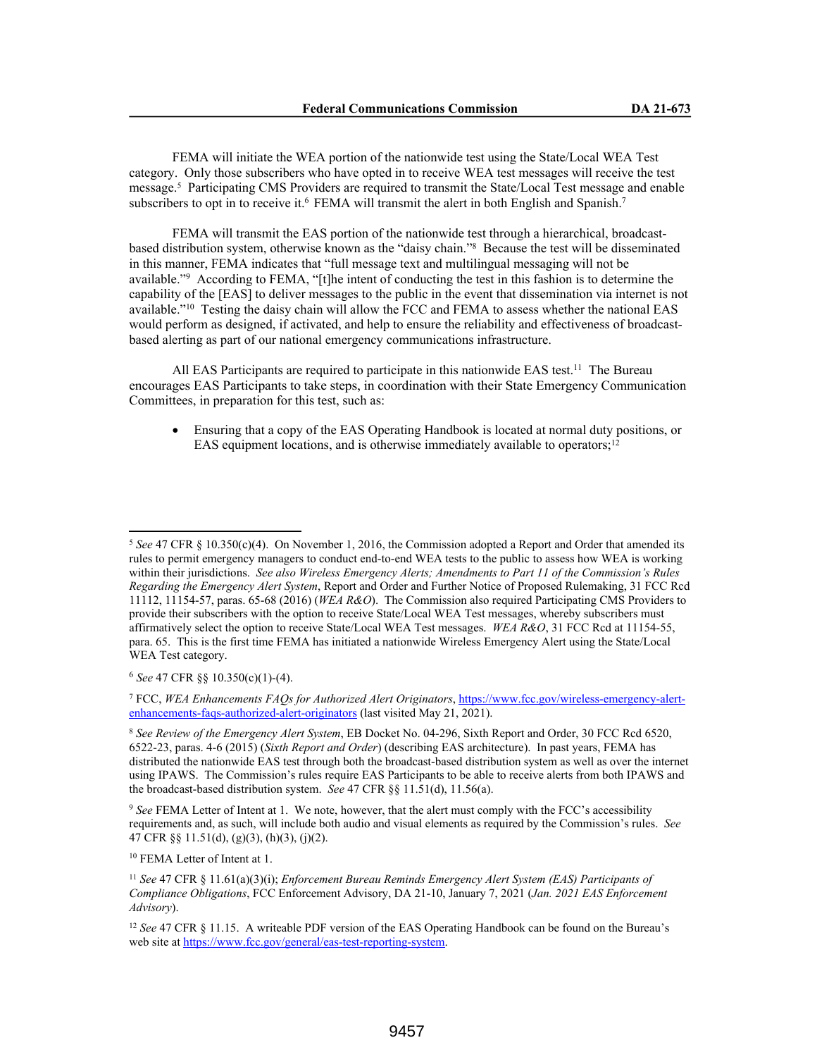FEMA will initiate the WEA portion of the nationwide test using the State/Local WEA Test category. Only those subscribers who have opted in to receive WEA test messages will receive the test message.[5] Participating CMS Providers are required to transmit the State/Local Test message and enable subscribers to opt in to receive it.[6] FEMA will transmit the alert in both English and Spanish.[7]

FEMA will transmit the EAS portion of the nationwide test through a hierarchical, broadcast-based distribution system, otherwise known as the "daisy chain."[8] Because the test will be disseminated in this manner, FEMA indicates that "full message text and multilingual messaging will not be available."[9] According to FEMA, "[t]he intent of conducting the test in this fashion is to determine the capability of the [EAS] to deliver messages to the public in the event that dissemination via internet is not available."[10] Testing the daisy chain will allow the FCC and FEMA to assess whether the national EAS would perform as designed, if activated, and help to ensure the reliability and effectiveness of broadcast-based alerting as part of our national emergency communications infrastructure.

All EAS Participants are required to participate in this nationwide EAS test.[11] The Bureau encourages EAS Participants to take steps, in coordination with their State Emergency Communication Committees, in preparation for this test, such as:

- Ensuring that a copy of the EAS Operating Handbook is located at normal duty positions, or EAS equipment locations, and is otherwise immediately available to operators;[12]

---

[5] *See* 47 CFR § 10.350(c)(4). On November 1, 2016, the Commission adopted a Report and Order that amended its rules to permit emergency managers to conduct end-to-end WEA tests to the public to assess how WEA is working within their jurisdictions. *See also Wireless Emergency Alerts; Amendments to Part 11 of the Commission's Rules Regarding the Emergency Alert System*, Report and Order and Further Notice of Proposed Rulemaking, 31 FCC Rcd 11112, 11154-57, paras. 65-68 (2016) (*WEA R&O*). The Commission also required Participating CMS Providers to provide their subscribers with the option to receive State/Local WEA Test messages, whereby subscribers must affirmatively select the option to receive State/Local WEA Test messages. *WEA R&O*, 31 FCC Rcd at 11154-55, para. 65. This is the first time FEMA has initiated a nationwide Wireless Emergency Alert using the State/Local WEA Test category.

[6] *See* 47 CFR §§ 10.350(c)(1)-(4).

[7] FCC, *WEA Enhancements FAQs for Authorized Alert Originators*, https://www.fcc.gov/wireless-emergency-alert-enhancements-faqs-authorized-alert-originators (last visited May 21, 2021).

[8] *See Review of the Emergency Alert System*, EB Docket No. 04-296, Sixth Report and Order, 30 FCC Rcd 6520, 6522-23, paras. 4-6 (2015) (*Sixth Report and Order*) (describing EAS architecture). In past years, FEMA has distributed the nationwide EAS test through both the broadcast-based distribution system as well as over the internet using IPAWS. The Commission's rules require EAS Participants to be able to receive alerts from both IPAWS and the broadcast-based distribution system. *See* 47 CFR §§ 11.51(d), 11.56(a).

[9] *See* FEMA Letter of Intent at 1. We note, however, that the alert must comply with the FCC's accessibility requirements and, as such, will include both audio and visual elements as required by the Commission's rules. *See* 47 CFR §§ 11.51(d), (g)(3), (h)(3), (j)(2).

[10] FEMA Letter of Intent at 1.

[11] *See* 47 CFR § 11.61(a)(3)(i); *Enforcement Bureau Reminds Emergency Alert System (EAS) Participants of Compliance Obligations*, FCC Enforcement Advisory, DA 21-10, January 7, 2021 (*Jan. 2021 EAS Enforcement Advisory*).

[12] *See* 47 CFR § 11.15. A writeable PDF version of the EAS Operating Handbook can be found on the Bureau's web site at https://www.fcc.gov/general/eas-test-reporting-system.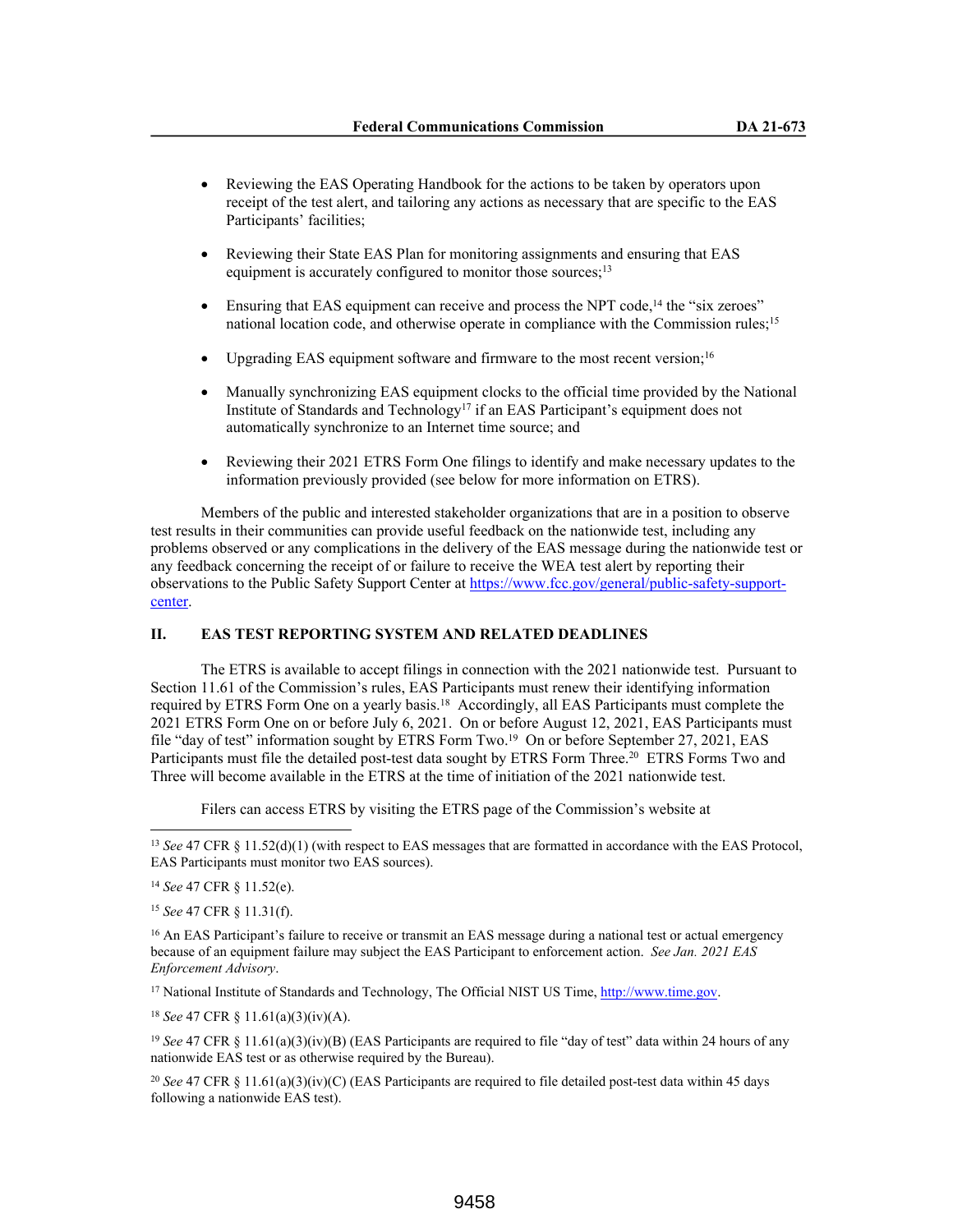- Reviewing the EAS Operating Handbook for the actions to be taken by operators upon receipt of the test alert, and tailoring any actions as necessary that are specific to the EAS Participants' facilities;

- Reviewing their State EAS Plan for monitoring assignments and ensuring that EAS equipment is accurately configured to monitor those sources;[13]

- Ensuring that EAS equipment can receive and process the NPT code,[14] the "six zeroes" national location code, and otherwise operate in compliance with the Commission rules;[15]

- Upgrading EAS equipment software and firmware to the most recent version;[16]

- Manually synchronizing EAS equipment clocks to the official time provided by the National Institute of Standards and Technology[17] if an EAS Participant's equipment does not automatically synchronize to an Internet time source; and

- Reviewing their 2021 ETRS Form One filings to identify and make necessary updates to the information previously provided (see below for more information on ETRS).

Members of the public and interested stakeholder organizations that are in a position to observe test results in their communities can provide useful feedback on the nationwide test, including any problems observed or any complications in the delivery of the EAS message during the nationwide test or any feedback concerning the receipt of or failure to receive the WEA test alert by reporting their observations to the Public Safety Support Center at https://www.fcc.gov/general/public-safety-support-center.

## II. EAS TEST REPORTING SYSTEM AND RELATED DEADLINES

The ETRS is available to accept filings in connection with the 2021 nationwide test. Pursuant to Section 11.61 of the Commission's rules, EAS Participants must renew their identifying information required by ETRS Form One on a yearly basis.[18] Accordingly, all EAS Participants must complete the 2021 ETRS Form One on or before July 6, 2021. On or before August 12, 2021, EAS Participants must file "day of test" information sought by ETRS Form Two.[19] On or before September 27, 2021, EAS Participants must file the detailed post-test data sought by ETRS Form Three.[20] ETRS Forms Two and Three will become available in the ETRS at the time of initiation of the 2021 nationwide test.

Filers can access ETRS by visiting the ETRS page of the Commission's website at

---

[13] *See* 47 CFR § 11.52(d)(1) (with respect to EAS messages that are formatted in accordance with the EAS Protocol, EAS Participants must monitor two EAS sources).

[14] *See* 47 CFR § 11.52(e).

[15] *See* 47 CFR § 11.31(f).

[16] An EAS Participant's failure to receive or transmit an EAS message during a national test or actual emergency because of an equipment failure may subject the EAS Participant to enforcement action. *See Jan. 2021 EAS Enforcement Advisory*.

[17] National Institute of Standards and Technology, The Official NIST US Time, http://www.time.gov.

[18] *See* 47 CFR § 11.61(a)(3)(iv)(A).

[19] *See* 47 CFR § 11.61(a)(3)(iv)(B) (EAS Participants are required to file "day of test" data within 24 hours of any nationwide EAS test or as otherwise required by the Bureau).

[20] *See* 47 CFR § 11.61(a)(3)(iv)(C) (EAS Participants are required to file detailed post-test data within 45 days following a nationwide EAS test).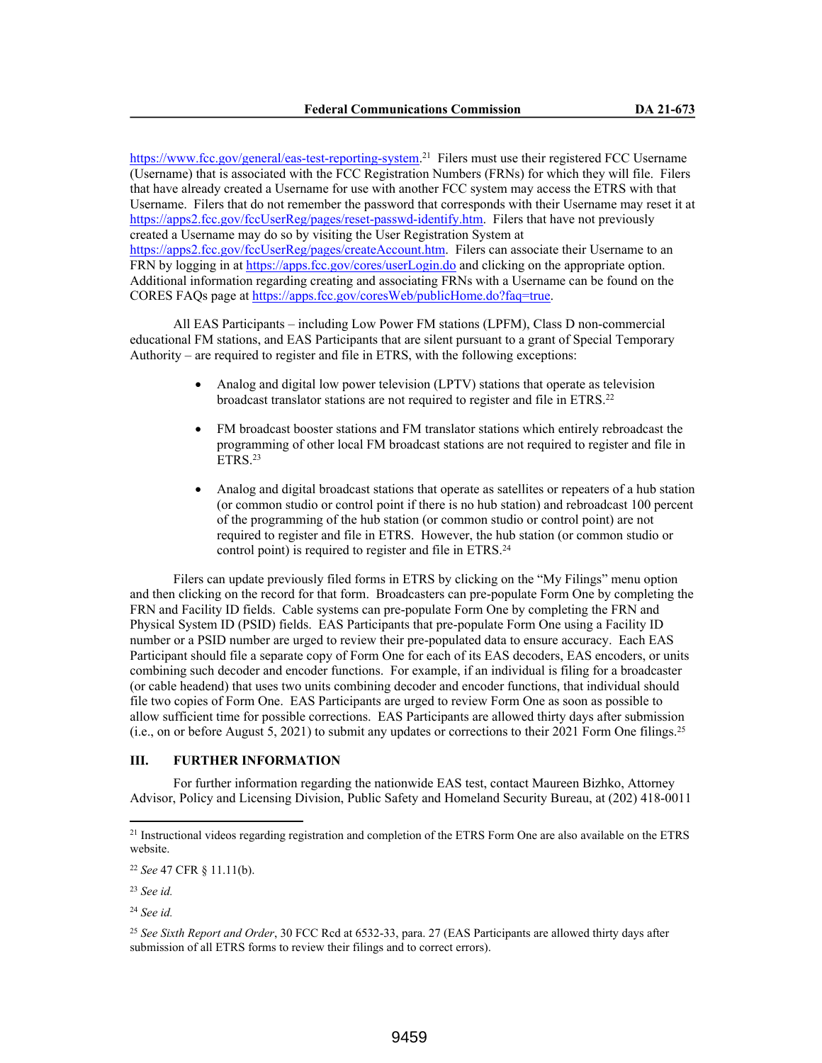https://www.fcc.gov/general/eas-test-reporting-system.[21] Filers must use their registered FCC Username (Username) that is associated with the FCC Registration Numbers (FRNs) for which they will file. Filers that have already created a Username for use with another FCC system may access the ETRS with that Username. Filers that do not remember the password that corresponds with their Username may reset it at https://apps2.fcc.gov/fccUserReg/pages/reset-passwd-identify.htm. Filers that have not previously created a Username may do so by visiting the User Registration System at https://apps2.fcc.gov/fccUserReg/pages/createAccount.htm. Filers can associate their Username to an FRN by logging in at https://apps.fcc.gov/cores/userLogin.do and clicking on the appropriate option. Additional information regarding creating and associating FRNs with a Username can be found on the CORES FAQs page at https://apps.fcc.gov/coresWeb/publicHome.do?faq=true.

All EAS Participants – including Low Power FM stations (LPFM), Class D non-commercial educational FM stations, and EAS Participants that are silent pursuant to a grant of Special Temporary Authority – are required to register and file in ETRS, with the following exceptions:

- Analog and digital low power television (LPTV) stations that operate as television broadcast translator stations are not required to register and file in ETRS.[22]
- FM broadcast booster stations and FM translator stations which entirely rebroadcast the programming of other local FM broadcast stations are not required to register and file in ETRS.[23]
- Analog and digital broadcast stations that operate as satellites or repeaters of a hub station (or common studio or control point if there is no hub station) and rebroadcast 100 percent of the programming of the hub station (or common studio or control point) are not required to register and file in ETRS. However, the hub station (or common studio or control point) is required to register and file in ETRS.[24]

Filers can update previously filed forms in ETRS by clicking on the "My Filings" menu option and then clicking on the record for that form. Broadcasters can pre-populate Form One by completing the FRN and Facility ID fields. Cable systems can pre-populate Form One by completing the FRN and Physical System ID (PSID) fields. EAS Participants that pre-populate Form One using a Facility ID number or a PSID number are urged to review their pre-populated data to ensure accuracy. Each EAS Participant should file a separate copy of Form One for each of its EAS decoders, EAS encoders, or units combining such decoder and encoder functions. For example, if an individual is filing for a broadcaster (or cable headend) that uses two units combining decoder and encoder functions, that individual should file two copies of Form One. EAS Participants are urged to review Form One as soon as possible to allow sufficient time for possible corrections. EAS Participants are allowed thirty days after submission (i.e., on or before August 5, 2021) to submit any updates or corrections to their 2021 Form One filings.[25]

## III. FURTHER INFORMATION

For further information regarding the nationwide EAS test, contact Maureen Bizhko, Attorney Advisor, Policy and Licensing Division, Public Safety and Homeland Security Bureau, at (202) 418-0011

---

[21] Instructional videos regarding registration and completion of the ETRS Form One are also available on the ETRS website.

[22] *See* 47 CFR § 11.11(b).

[23] *See id.*

[24] *See id.*

[25] *See Sixth Report and Order*, 30 FCC Rcd at 6532-33, para. 27 (EAS Participants are allowed thirty days after submission of all ETRS forms to review their filings and to correct errors).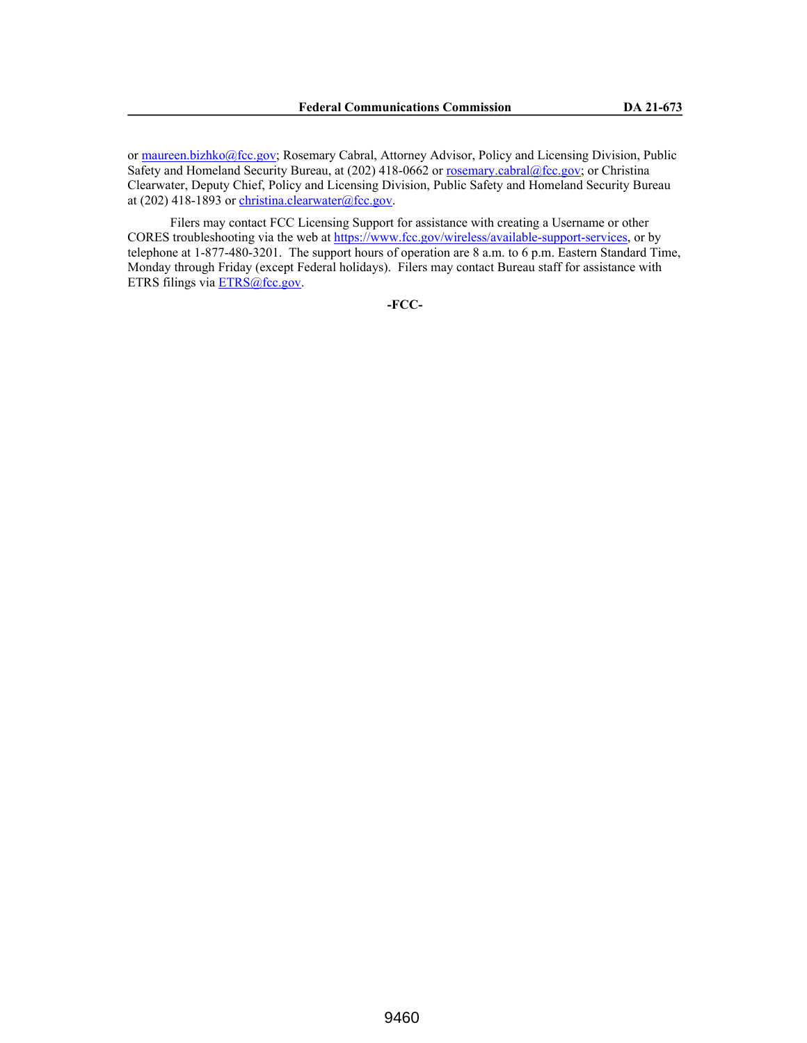or maureen.bizhko@fcc.gov; Rosemary Cabral, Attorney Advisor, Policy and Licensing Division, Public Safety and Homeland Security Bureau, at (202) 418-0662 or rosemary.cabral@fcc.gov; or Christina Clearwater, Deputy Chief, Policy and Licensing Division, Public Safety and Homeland Security Bureau at (202) 418-1893 or christina.clearwater@fcc.gov.

Filers may contact FCC Licensing Support for assistance with creating a Username or other CORES troubleshooting via the web at https://www.fcc.gov/wireless/available-support-services, or by telephone at 1-877-480-3201. The support hours of operation are 8 a.m. to 6 p.m. Eastern Standard Time, Monday through Friday (except Federal holidays). Filers may contact Bureau staff for assistance with ETRS filings via ETRS@fcc.gov.

**-FCC-**